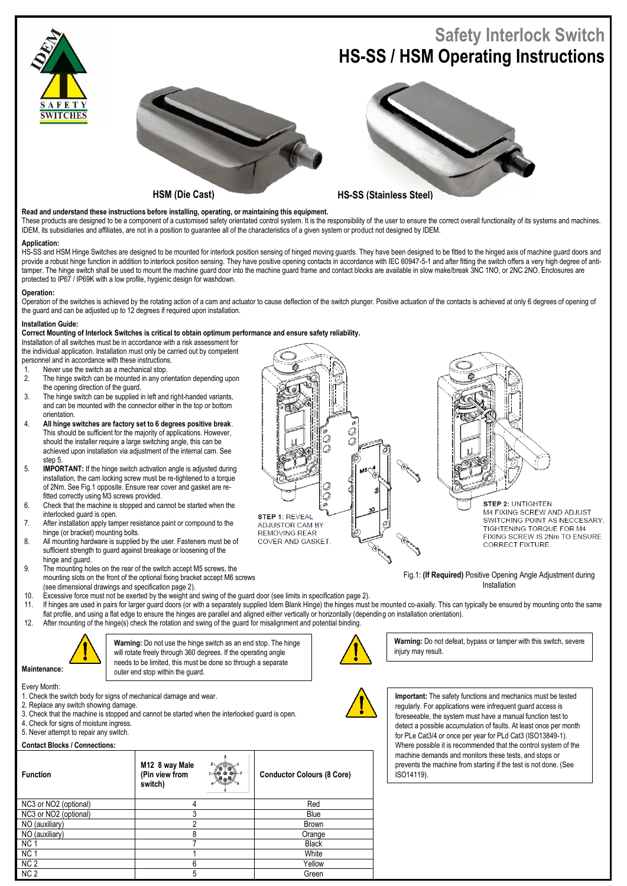# Safety Interlock Switch
# HS-SS / HSM Operating Instructions

HSM (Die Cast)

HS-SS (Stainless Steel)

**Read and understand these instructions before installing, operating, or maintaining this equipment.**
These products are designed to be a component of a customised safety orientated control system. It is the responsibility of the user to ensure the correct overall functionality of its systems and machines. IDEM, its subsidiaries and affiliates, are not in a position to guarantee all of the characteristics of a given system or product not designed by IDEM.

**Application:**
HS-SS and HSM Hinge Switches are designed to be mounted for interlock position sensing of hinged moving guards. They have been designed to be fitted to the hinged axis of machine guard doors and provide a robust hinge function in addition to interlock position sensing. They have positive opening contacts in accordance with IEC 60947-5-1 and after fitting the switch offers a very high degree of anti-tamper. The hinge switch shall be used to mount the machine guard door into the machine guard frame and contact blocks are available in slow make/break 3NC 1NO, or 2NC 2NO. Enclosures are protected to IP67 / IP69K with a low profile, hygienic design for washdown.

**Operation:**
Operation of the switches is achieved by the rotating action of a cam and actuator to cause deflection of the switch plunger. Positive actuation of the contacts is achieved at only 6 degrees of opening of the guard and can be adjusted up to 12 degrees if required upon installation.

**Installation Guide:**
**Correct Mounting of Interlock Switches is critical to obtain optimum performance and ensure safety reliability.**
Installation of all switches must be in accordance with a risk assessment for the individual application. Installation must only be carried out by competent personnel and in accordance with these instructions.

1. Never use the switch as a mechanical stop.
2. The hinge switch can be mounted in any orientation depending upon the opening direction of the guard.
3. The hinge switch can be supplied in left and right-handed variants, and can be mounted with the connector either in the top or bottom orientation.
4. **All hinge switches are factory set to 6 degrees positive break**. This should be sufficient for the majority of applications. However, should the installer require a large switching angle, this can be achieved upon installation via adjustment of the internal cam. See step 5.
5. **IMPORTANT:** If the hinge switch activation angle is adjusted during installation, the cam locking screw must be re-tightened to a torque of 2Nm. See Fig.1 opposite. Ensure rear cover and gasket are re-fitted correctly using M3 screws provided.
6. Check that the machine is stopped and cannot be started when the interlocked guard is open.
7. After installation apply tamper resistance paint or compound to the hinge (or bracket) mounting bolts.
8. All mounting hardware is supplied by the user. Fasteners must be of sufficient strength to guard against breakage or loosening of the hinge and guard.
9. The mounting holes on the rear of the switch accept M5 screws, the mounting slots on the front of the optional fixing bracket accept M6 screws (see dimensional drawings and specification page 2).
10. Excessive force must not be exerted by the weight and swing of the guard door (see limits in specification page 2).
11. If hinges are used in pairs for larger guard doors (or with a separately supplied Idem Blank Hinge) the hinges must be mounted co-axially. This can typically be ensured by mounting onto the same flat profile, and using a flat edge to ensure the hinges are parallel and aligned either vertically or horizontally (depending on installation orientation).
12. After mounting of the hinge(s) check the rotation and swing of the guard for misalignment and potential binding.

STEP 1: REVEAL ADJUSTOR CAM BY REMOVING REAR COVER AND GASKET.

STEP 2: UNTIGHTEN M4 FIXING SCREW AND ADJUST SWITCHING POINT AS NECCESARY. TIGHTENING TORQUE FOR M4 FIXING SCREW IS 2Nm TO ENSURE CORRECT FIXTURE.

Fig.1: **(If Required)** Positive Opening Angle Adjustment during Installation

**Warning:** Do not use the hinge switch as an end stop. The hinge will rotate freely through 360 degrees. If the operating angle needs to be limited, this must be done so through a separate outer end stop within the guard.

**Warning:** Do not defeat, bypass or tamper with this switch, severe injury may result.

**Maintenance:**

Every Month:
1. Check the switch body for signs of mechanical damage and wear.
2. Replace any switch showing damage.
3. Check that the machine is stopped and cannot be started when the interlocked guard is open.
4. Check for signs of moisture ingress.
5. Never attempt to repair any switch.

**Important:** The safety functions and mechanics must be tested regularly. For applications were infrequent guard access is foreseeable, the system must have a manual function test to detect a possible accumulation of faults. At least once per month for PLe Cat3/4 or once per year for PLd Cat3 (ISO13849-1). Where possible it is recommended that the control system of the machine demands and monitors these tests, and stops or prevents the machine from starting if the test is not done. (See ISO14119).

**Contact Blocks / Connections:**

| Function | M12 8 way Male (Pin view from switch) | Conductor Colours (8 Core) |
|---|---|---|
| NC3 or NO2 (optional) | 4 | Red |
| NC3 or NO2 (optional) | 3 | Blue |
| NO (auxiliary) | 2 | Brown |
| NO (auxiliary) | 8 | Orange |
| NC 1 | 7 | Black |
| NC 1 | 1 | White |
| NC 2 | 6 | Yellow |
| NC 2 | 5 | Green |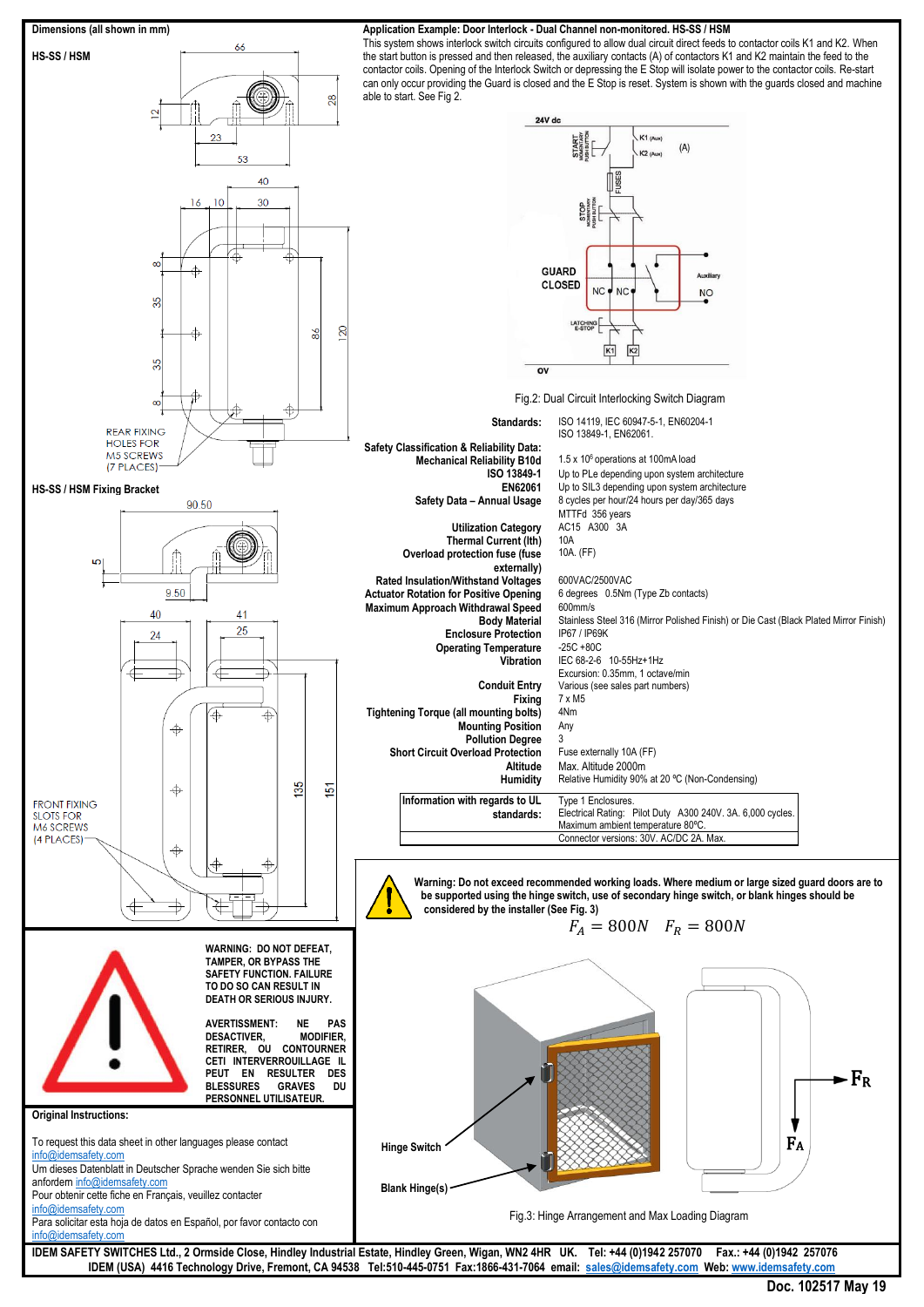## Dimensions (all shown in mm)

### HS-SS / HSM

66
12
28
23
53
40
16
10
30
8
35
35
8
86
120

REAR FIXING HOLES FOR M5 SCREWS (7 PLACES)

### HS-SS / HSM Fixing Bracket

90.50
5
9.50
40
24
41
25
135
151

FRONT FIXING SLOTS FOR M6 SCREWS (4 PLACES)

## Application Example: Door Interlock - Dual Channel non-monitored. HS-SS / HSM

This system shows interlock switch circuits configured to allow dual circuit direct feeds to contactor coils K1 and K2. When the start button is pressed and then released, the auxiliary contacts (A) of contactors K1 and K2 maintain the feed to the contactor coils. Opening of the Interlock Switch or depressing the E Stop will isolate power to the contactor coils. Re-start can only occur providing the Guard is closed and the E Stop is reset. System is shown with the guards closed and machine able to start. See Fig 2.

24V dc
START MOMENTARY PUSH BUTTON
K1 (Aux)
K2 (Aux)
(A)
FUSES
STOP MOMENTARY PUSH BUTTON
GUARD CLOSED
NC
NC
Auxiliary
NO
LATCHING E-STOP
K1
K2
0V

Fig.2: Dual Circuit Interlocking Switch Diagram

| | |
|---|---|
| **Standards:** | ISO 14119, IEC 60947-5-1, EN60204-1<br>ISO 13849-1, EN62061. |
| **Safety Classification & Reliability Data:**<br>**Mechanical Reliability B10d** | $1.5 \times 10^6$ operations at 100mA load |
| **ISO 13849-1** | Up to PLe depending upon system architecture |
| **EN62061** | Up to SIL3 depending upon system architecture |
| **Safety Data – Annual Usage** | 8 cycles per hour/24 hours per day/365 days<br>MTTFd 356 years |
| **Utilization Category** | AC15 A300 3A |
| **Thermal Current (Ith)** | 10A |
| **Overload protection fuse (fuse externally)** | 10A. (FF) |
| **Rated Insulation/Withstand Voltages** | 600VAC/2500VAC |
| **Actuator Rotation for Positive Opening** | 6 degrees 0.5Nm (Type Zb contacts) |
| **Maximum Approach Withdrawal Speed** | 600mm/s |
| **Body Material** | Stainless Steel 316 (Mirror Polished Finish) or Die Cast (Black Plated Mirror Finish) |
| **Enclosure Protection** | IP67 / IP69K |
| **Operating Temperature** | -25C +80C |
| **Vibration** | IEC 68-2-6 10-55Hz+1Hz<br>Excursion: 0.35mm, 1 octave/min |
| **Conduit Entry** | Various (see sales part numbers) |
| **Fixing** | 7 x M5 |
| **Tightening Torque (all mounting bolts)** | 4Nm |
| **Mounting Position** | Any |
| **Pollution Degree** | 3 |
| **Short Circuit Overload Protection** | Fuse externally 10A (FF) |
| **Altitude** | Max. Altitude 2000m |
| **Humidity** | Relative Humidity 90% at 20 ºC (Non-Condensing) |
| **Information with regards to UL standards:** | Type 1 Enclosures.<br>Electrical Rating: Pilot Duty A300 240V. 3A. 6,000 cycles.<br>Maximum ambient temperature 80ºC.<br>Connector versions: 30V. AC/DC 2A. Max. |

**Warning: Do not exceed recommended working loads. Where medium or large sized guard doors are to be supported using the hinge switch, use of secondary hinge switch, or blank hinges should be considered by the installer (See Fig. 3)**

$$F_A = 800N \quad F_R = 800N$$

Hinge Switch
Blank Hinge(s)
$F_R$
$F_A$

Fig.3: Hinge Arrangement and Max Loading Diagram

**WARNING: DO NOT DEFEAT, TAMPER, OR BYPASS THE SAFETY FUNCTION. FAILURE TO DO SO CAN RESULT IN DEATH OR SERIOUS INJURY.**

**AVERTISSMENT: NE PAS DESACTIVER, MODIFIER, RETIRER, OU CONTOURNER CETI INTERVERROUILLAGE IL PEUT EN RESULTER DES BLESSURES GRAVES DU PERSONNEL UTILISATEUR.**

### Original Instructions:

To request this data sheet in other languages please contact info@idemsafety.com
Um dieses Datenblatt in Deutscher Sprache wenden Sie sich bitte anfordem info@idemsafety.com
Pour obtenir cette fiche en Français, veuillez contacter info@idemsafety.com
Para solicitar esta hoja de datos en Español, por favor contacto con info@idemsafety.com

**IDEM SAFETY SWITCHES Ltd., 2 Ormside Close, Hindley Industrial Estate, Hindley Green, Wigan, WN2 4HR UK. Tel: +44 (0)1942 257070 Fax.: +44 (0)1942 257076**
**IDEM (USA) 4416 Technology Drive, Fremont, CA 94538 Tel:510-445-0751 Fax:1866-431-7064 email: sales@idemsafety.com Web: www.idemsafety.com**

**Doc. 102517 May 19**